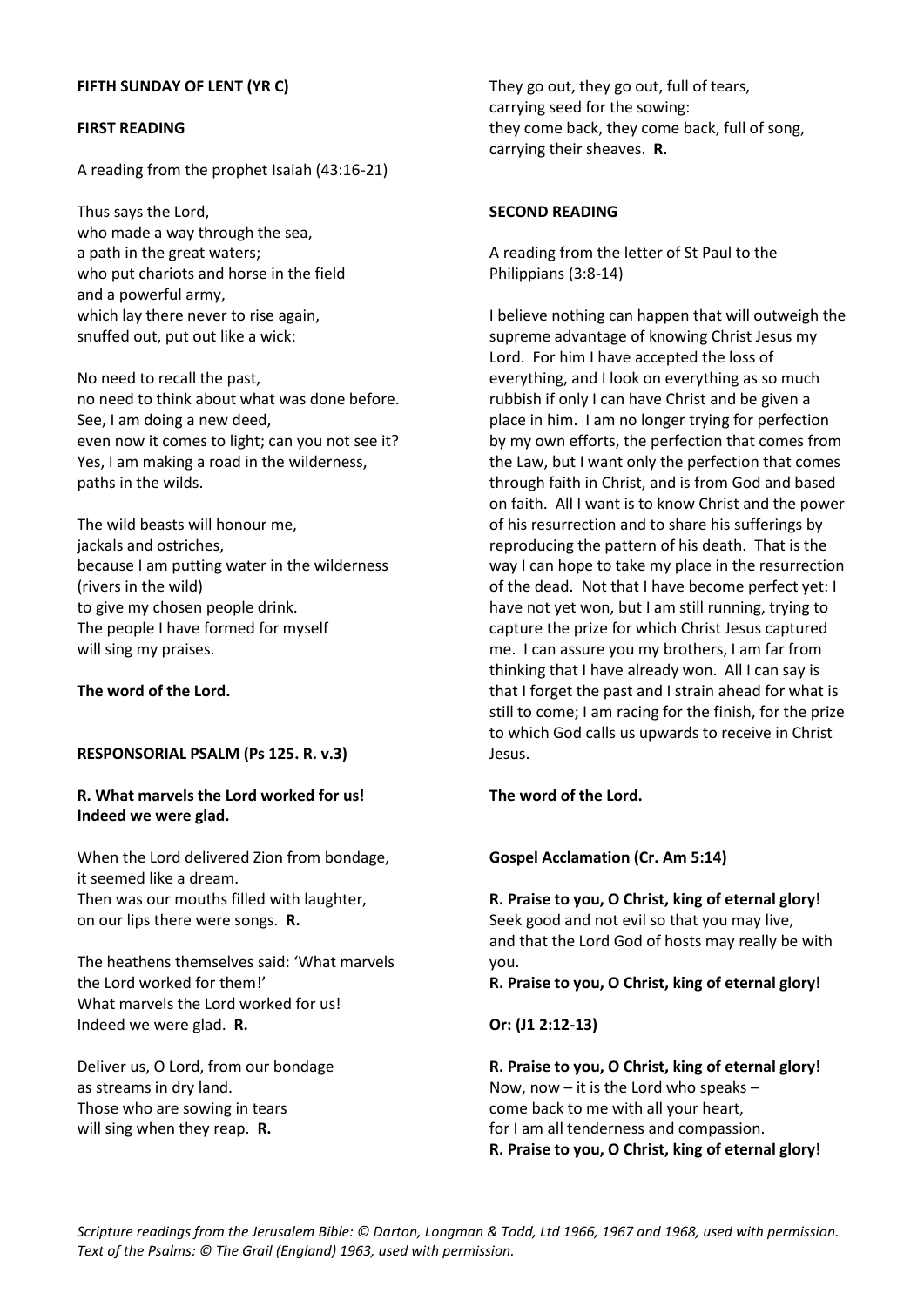**FIFTH SUNDAY OF LENT (YR C)**

**FIRST READING**

A reading from the prophet Isaiah (43:16-21)

Thus says the Lord,
who made a way through the sea,
a path in the great waters;
who put chariots and horse in the field
and a powerful army,
which lay there never to rise again,
snuffed out, put out like a wick:

No need to recall the past,
no need to think about what was done before.
See, I am doing a new deed,
even now it comes to light; can you not see it?
Yes, I am making a road in the wilderness,
paths in the wilds.

The wild beasts will honour me,
jackals and ostriches,
because I am putting water in the wilderness
(rivers in the wild)
to give my chosen people drink.
The people I have formed for myself
will sing my praises.

**The word of the Lord.**

**RESPONSORIAL PSALM (Ps 125. R. v.3)**

**R. What marvels the Lord worked for us!
Indeed we were glad.**

When the Lord delivered Zion from bondage,
it seemed like a dream.
Then was our mouths filled with laughter,
on our lips there were songs. **R.**

The heathens themselves said: 'What marvels
the Lord worked for them!'
What marvels the Lord worked for us!
Indeed we were glad. **R.**

Deliver us, O Lord, from our bondage
as streams in dry land.
Those who are sowing in tears
will sing when they reap. **R.**

They go out, they go out, full of tears,
carrying seed for the sowing:
they come back, they come back, full of song,
carrying their sheaves. **R.**

**SECOND READING**

A reading from the letter of St Paul to the Philippians (3:8-14)

I believe nothing can happen that will outweigh the supreme advantage of knowing Christ Jesus my Lord. For him I have accepted the loss of everything, and I look on everything as so much rubbish if only I can have Christ and be given a place in him. I am no longer trying for perfection by my own efforts, the perfection that comes from the Law, but I want only the perfection that comes through faith in Christ, and is from God and based on faith. All I want is to know Christ and the power of his resurrection and to share his sufferings by reproducing the pattern of his death. That is the way I can hope to take my place in the resurrection of the dead. Not that I have become perfect yet: I have not yet won, but I am still running, trying to capture the prize for which Christ Jesus captured me. I can assure you my brothers, I am far from thinking that I have already won. All I can say is that I forget the past and I strain ahead for what is still to come; I am racing for the finish, for the prize to which God calls us upwards to receive in Christ Jesus.

**The word of the Lord.**

**Gospel Acclamation (Cr. Am 5:14)**

**R. Praise to you, O Christ, king of eternal glory!**
Seek good and not evil so that you may live,
and that the Lord God of hosts may really be with you.
**R. Praise to you, O Christ, king of eternal glory!**

**Or: (J1 2:12-13)**

**R. Praise to you, O Christ, king of eternal glory!**
Now, now – it is the Lord who speaks –
come back to me with all your heart,
for I am all tenderness and compassion.
**R. Praise to you, O Christ, king of eternal glory!**

*Scripture readings from the Jerusalem Bible: © Darton, Longman & Todd, Ltd 1966, 1967 and 1968, used with permission.
Text of the Psalms: © The Grail (England) 1963, used with permission.*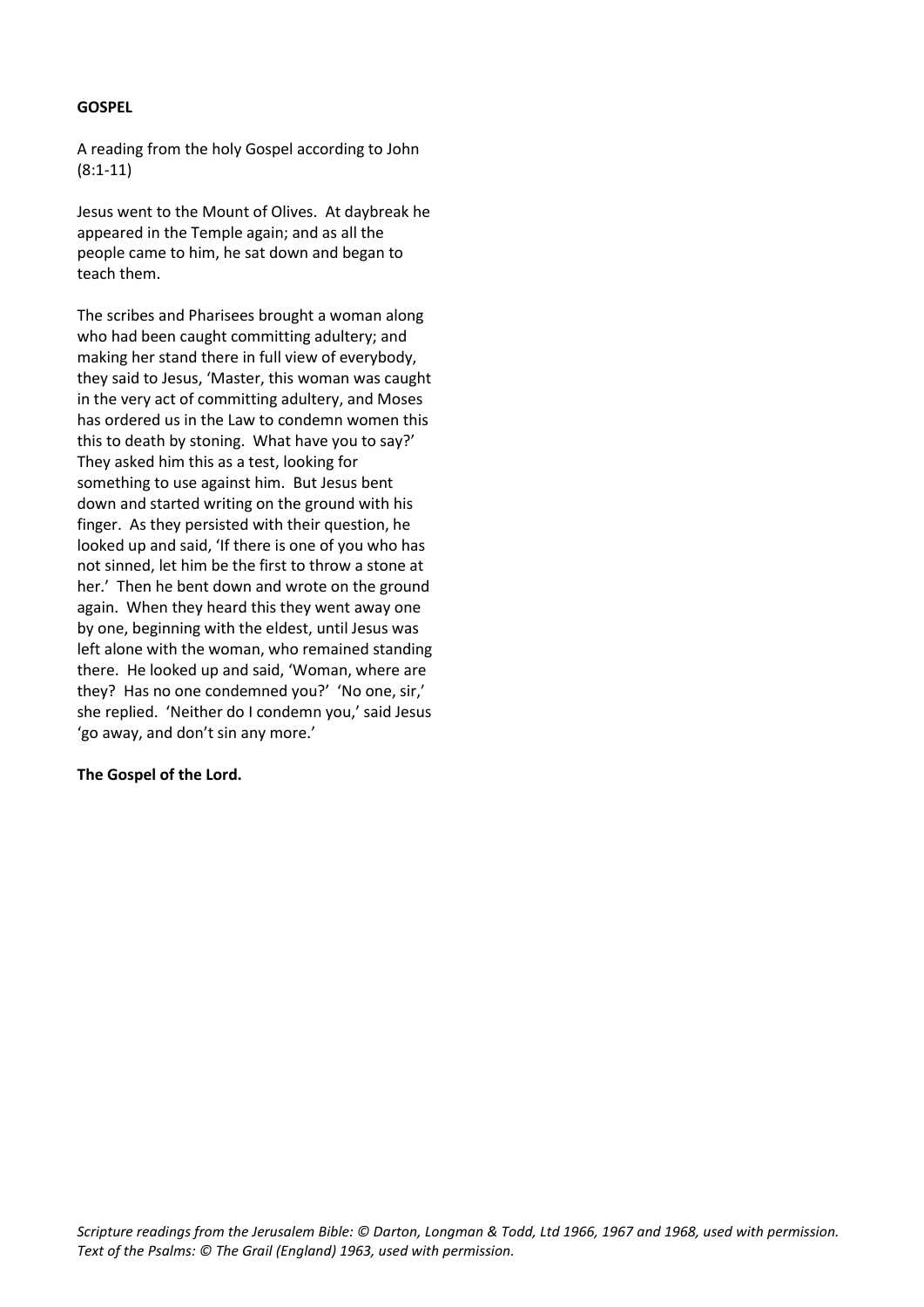**GOSPEL**

A reading from the holy Gospel according to John (8:1-11)

Jesus went to the Mount of Olives. At daybreak he appeared in the Temple again; and as all the people came to him, he sat down and began to teach them.

The scribes and Pharisees brought a woman along who had been caught committing adultery; and making her stand there in full view of everybody, they said to Jesus, 'Master, this woman was caught in the very act of committing adultery, and Moses has ordered us in the Law to condemn women this this to death by stoning. What have you to say?' They asked him this as a test, looking for something to use against him. But Jesus bent down and started writing on the ground with his finger. As they persisted with their question, he looked up and said, 'If there is one of you who has not sinned, let him be the first to throw a stone at her.' Then he bent down and wrote on the ground again. When they heard this they went away one by one, beginning with the eldest, until Jesus was left alone with the woman, who remained standing there. He looked up and said, 'Woman, where are they? Has no one condemned you?' 'No one, sir,' she replied. 'Neither do I condemn you,' said Jesus 'go away, and don't sin any more.'

**The Gospel of the Lord.**

*Scripture readings from the Jerusalem Bible: © Darton, Longman & Todd, Ltd 1966, 1967 and 1968, used with permission. Text of the Psalms: © The Grail (England) 1963, used with permission.*